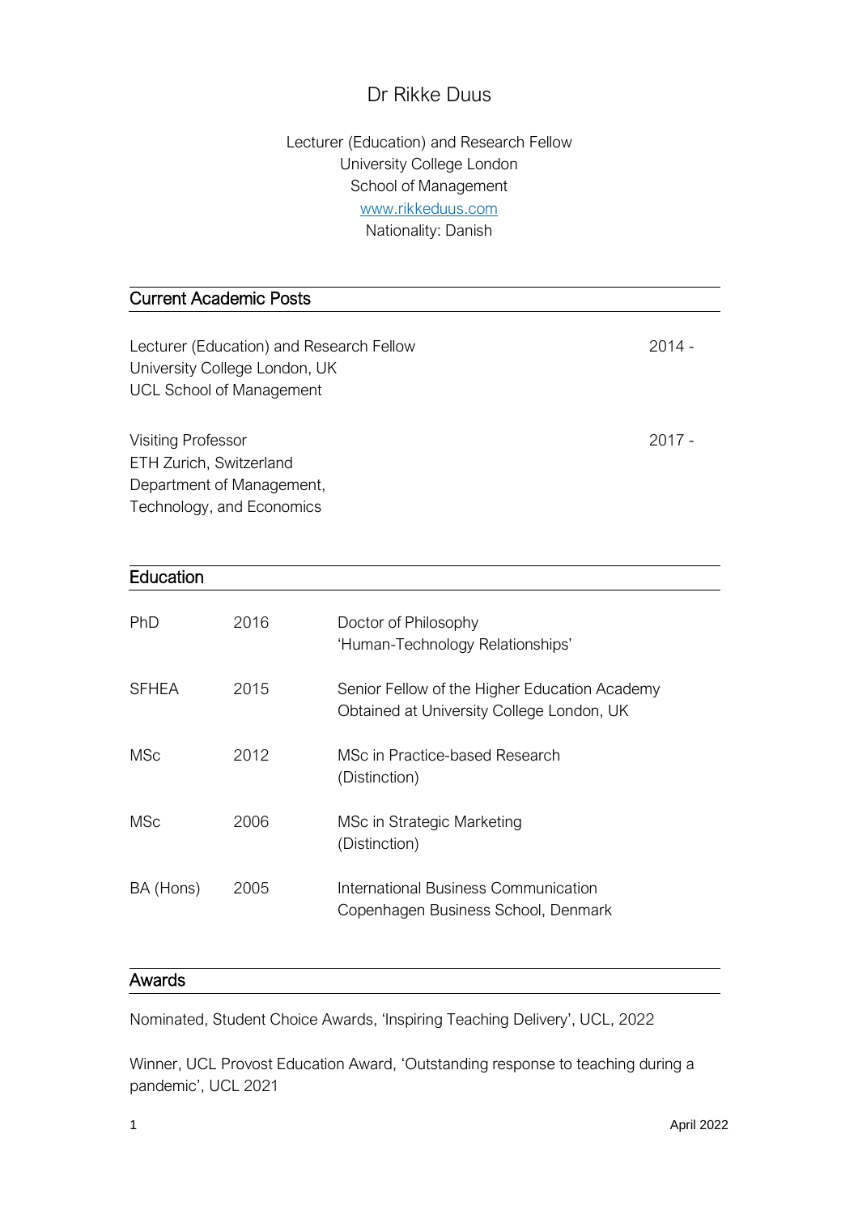# Dr Rikke Duus

Lecturer (Education) and Research Fellow
University College London
School of Management
[www.rikkeduus.com](http://www.rikkeduus.com)
Nationality: Danish

## Current Academic Posts

Lecturer (Education) and Research Fellow — 2014 -
University College London, UK
UCL School of Management

Visiting Professor — 2017 -
ETH Zurich, Switzerland
Department of Management,
Technology, and Economics

## Education

| | | |
|---|---|---|
| PhD | 2016 | Doctor of Philosophy<br>'Human-Technology Relationships' |
| SFHEA | 2015 | Senior Fellow of the Higher Education Academy<br>Obtained at University College London, UK |
| MSc | 2012 | MSc in Practice-based Research<br>(Distinction) |
| MSc | 2006 | MSc in Strategic Marketing<br>(Distinction) |
| BA (Hons) | 2005 | International Business Communication<br>Copenhagen Business School, Denmark |

## Awards

Nominated, Student Choice Awards, 'Inspiring Teaching Delivery', UCL, 2022

Winner, UCL Provost Education Award, 'Outstanding response to teaching during a pandemic', UCL 2021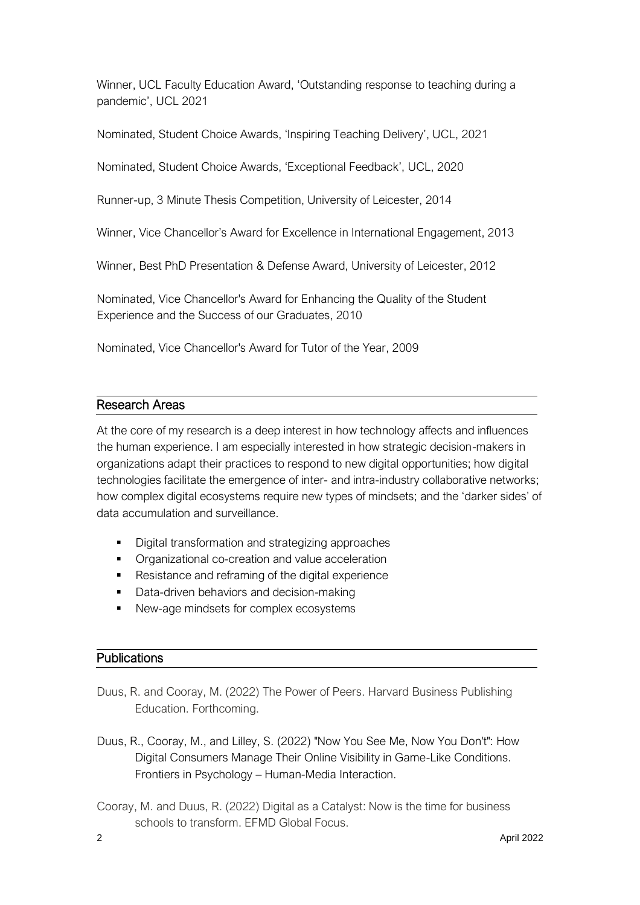Winner, UCL Faculty Education Award, 'Outstanding response to teaching during a pandemic', UCL 2021

Nominated, Student Choice Awards, 'Inspiring Teaching Delivery', UCL, 2021

Nominated, Student Choice Awards, 'Exceptional Feedback', UCL, 2020

Runner-up, 3 Minute Thesis Competition, University of Leicester, 2014

Winner, Vice Chancellor's Award for Excellence in International Engagement, 2013

Winner, Best PhD Presentation & Defense Award, University of Leicester, 2012

Nominated, Vice Chancellor's Award for Enhancing the Quality of the Student Experience and the Success of our Graduates, 2010

Nominated, Vice Chancellor's Award for Tutor of the Year, 2009

## Research Areas

At the core of my research is a deep interest in how technology affects and influences the human experience. I am especially interested in how strategic decision-makers in organizations adapt their practices to respond to new digital opportunities; how digital technologies facilitate the emergence of inter- and intra-industry collaborative networks; how complex digital ecosystems require new types of mindsets; and the 'darker sides' of data accumulation and surveillance.

- Digital transformation and strategizing approaches
- Organizational co-creation and value acceleration
- Resistance and reframing of the digital experience
- Data-driven behaviors and decision-making
- New-age mindsets for complex ecosystems

## Publications

Duus, R. and Cooray, M. (2022) The Power of Peers. Harvard Business Publishing Education. Forthcoming.

Duus, R., Cooray, M., and Lilley, S. (2022) "Now You See Me, Now You Don't": How Digital Consumers Manage Their Online Visibility in Game-Like Conditions. Frontiers in Psychology – Human-Media Interaction.

Cooray, M. and Duus, R. (2022) Digital as a Catalyst: Now is the time for business schools to transform. EFMD Global Focus.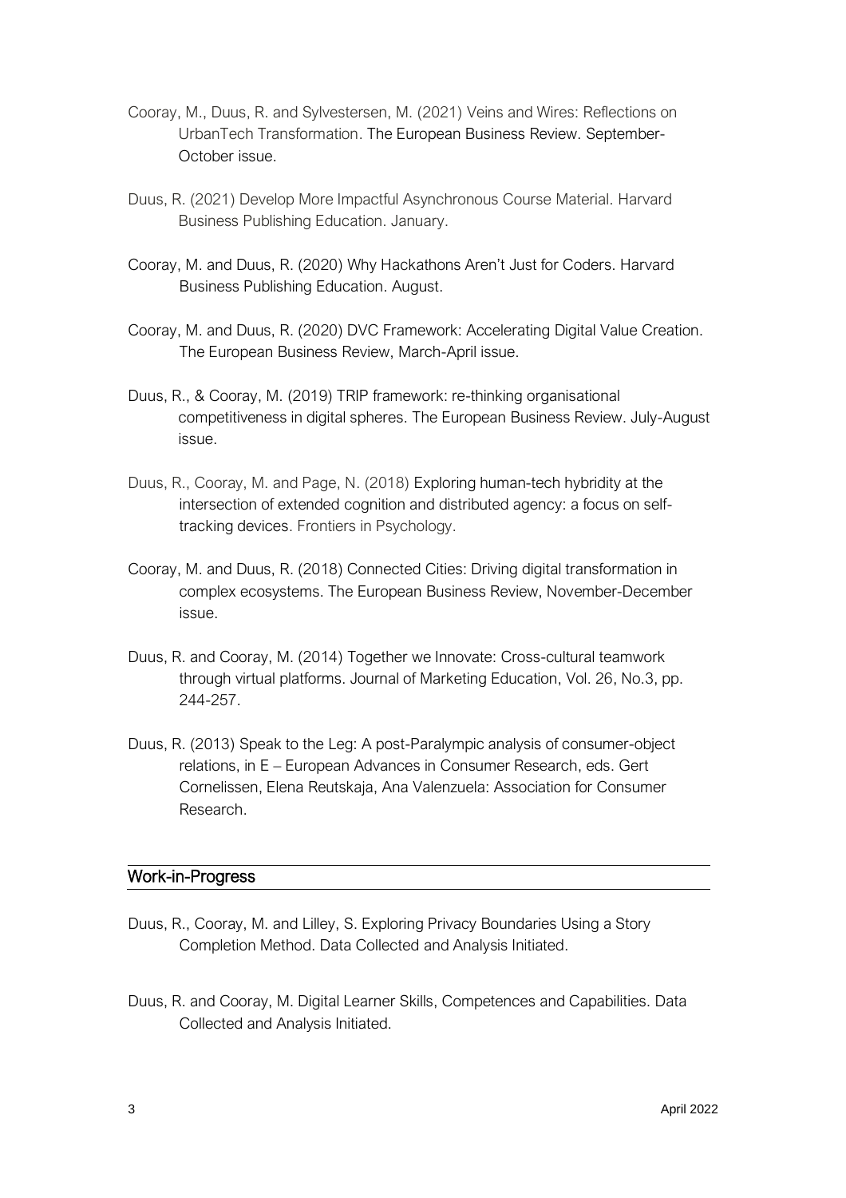Cooray, M., Duus, R. and Sylvestersen, M. (2021) Veins and Wires: Reflections on UrbanTech Transformation. The European Business Review. September-October issue.

Duus, R. (2021) Develop More Impactful Asynchronous Course Material. Harvard Business Publishing Education. January.

Cooray, M. and Duus, R. (2020) Why Hackathons Aren't Just for Coders. Harvard Business Publishing Education. August.

Cooray, M. and Duus, R. (2020) DVC Framework: Accelerating Digital Value Creation. The European Business Review, March-April issue.

Duus, R., & Cooray, M. (2019) TRIP framework: re-thinking organisational competitiveness in digital spheres. The European Business Review. July-August issue.

Duus, R., Cooray, M. and Page, N. (2018) Exploring human-tech hybridity at the intersection of extended cognition and distributed agency: a focus on self-tracking devices. Frontiers in Psychology.

Cooray, M. and Duus, R. (2018) Connected Cities: Driving digital transformation in complex ecosystems. The European Business Review, November-December issue.

Duus, R. and Cooray, M. (2014) Together we Innovate: Cross-cultural teamwork through virtual platforms. Journal of Marketing Education, Vol. 26, No.3, pp. 244-257.

Duus, R. (2013) Speak to the Leg: A post-Paralympic analysis of consumer-object relations, in E – European Advances in Consumer Research, eds. Gert Cornelissen, Elena Reutskaja, Ana Valenzuela: Association for Consumer Research.

## Work-in-Progress

Duus, R., Cooray, M. and Lilley, S. Exploring Privacy Boundaries Using a Story Completion Method. Data Collected and Analysis Initiated.

Duus, R. and Cooray, M. Digital Learner Skills, Competences and Capabilities. Data Collected and Analysis Initiated.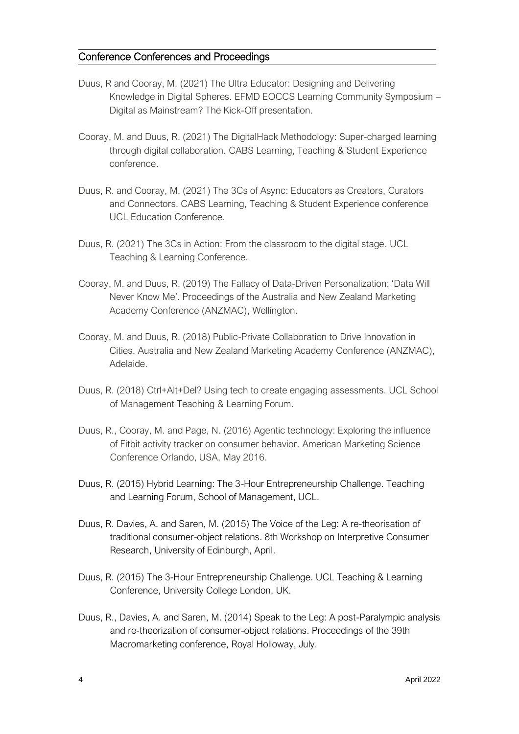## Conference Conferences and Proceedings

Duus, R and Cooray, M. (2021) The Ultra Educator: Designing and Delivering Knowledge in Digital Spheres. EFMD EOCCS Learning Community Symposium – Digital as Mainstream? The Kick-Off presentation.

Cooray, M. and Duus, R. (2021) The DigitalHack Methodology: Super-charged learning through digital collaboration. CABS Learning, Teaching & Student Experience conference.

Duus, R. and Cooray, M. (2021) The 3Cs of Async: Educators as Creators, Curators and Connectors. CABS Learning, Teaching & Student Experience conference UCL Education Conference.

Duus, R. (2021) The 3Cs in Action: From the classroom to the digital stage. UCL Teaching & Learning Conference.

Cooray, M. and Duus, R. (2019) The Fallacy of Data-Driven Personalization: 'Data Will Never Know Me'. Proceedings of the Australia and New Zealand Marketing Academy Conference (ANZMAC), Wellington.

Cooray, M. and Duus, R. (2018) Public-Private Collaboration to Drive Innovation in Cities. Australia and New Zealand Marketing Academy Conference (ANZMAC), Adelaide.

Duus, R. (2018) Ctrl+Alt+Del? Using tech to create engaging assessments. UCL School of Management Teaching & Learning Forum.

Duus, R., Cooray, M. and Page, N. (2016) Agentic technology: Exploring the influence of Fitbit activity tracker on consumer behavior. American Marketing Science Conference Orlando, USA, May 2016.

Duus, R. (2015) Hybrid Learning: The 3-Hour Entrepreneurship Challenge. Teaching and Learning Forum, School of Management, UCL.

Duus, R. Davies, A. and Saren, M. (2015) The Voice of the Leg: A re-theorisation of traditional consumer-object relations. 8th Workshop on Interpretive Consumer Research, University of Edinburgh, April.

Duus, R. (2015) The 3-Hour Entrepreneurship Challenge. UCL Teaching & Learning Conference, University College London, UK.

Duus, R., Davies, A. and Saren, M. (2014) Speak to the Leg: A post-Paralympic analysis and re-theorization of consumer-object relations. Proceedings of the 39th Macromarketing conference, Royal Holloway, July.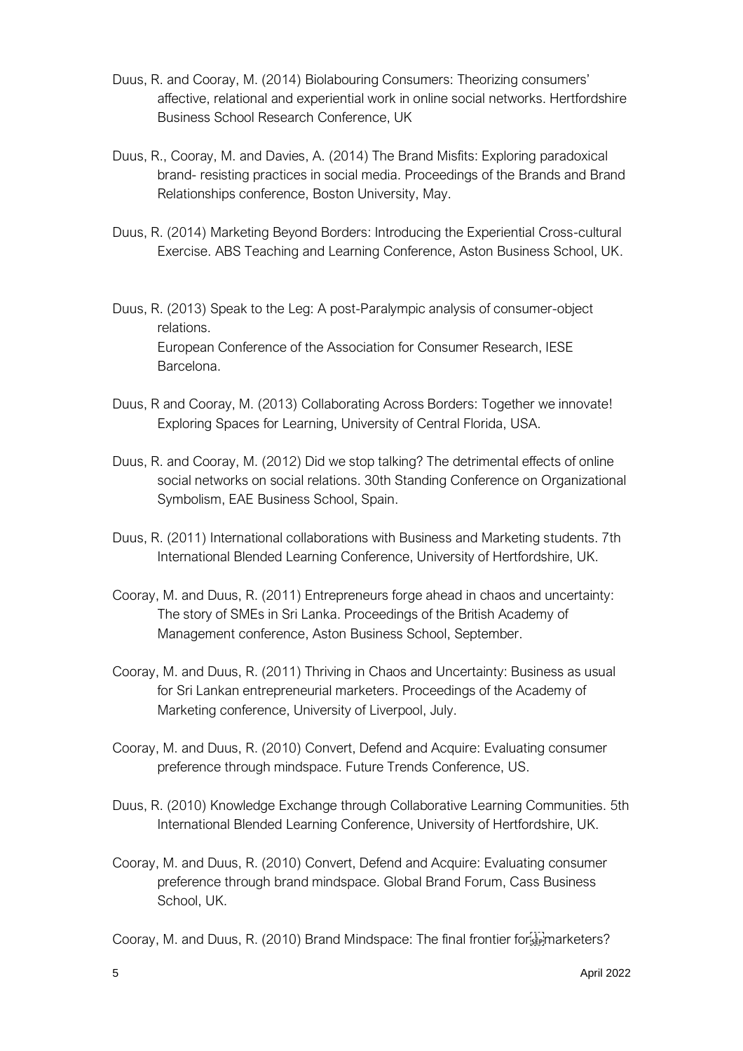Duus, R. and Cooray, M. (2014) Biolabouring Consumers: Theorizing consumers' affective, relational and experiential work in online social networks. Hertfordshire Business School Research Conference, UK

Duus, R., Cooray, M. and Davies, A. (2014) The Brand Misfits: Exploring paradoxical brand- resisting practices in social media. Proceedings of the Brands and Brand Relationships conference, Boston University, May.

Duus, R. (2014) Marketing Beyond Borders: Introducing the Experiential Cross-cultural Exercise. ABS Teaching and Learning Conference, Aston Business School, UK.

Duus, R. (2013) Speak to the Leg: A post-Paralympic analysis of consumer-object relations.
European Conference of the Association for Consumer Research, IESE Barcelona.

Duus, R and Cooray, M. (2013) Collaborating Across Borders: Together we innovate! Exploring Spaces for Learning, University of Central Florida, USA.

Duus, R. and Cooray, M. (2012) Did we stop talking? The detrimental effects of online social networks on social relations. 30th Standing Conference on Organizational Symbolism, EAE Business School, Spain.

Duus, R. (2011) International collaborations with Business and Marketing students. 7th International Blended Learning Conference, University of Hertfordshire, UK.

Cooray, M. and Duus, R. (2011) Entrepreneurs forge ahead in chaos and uncertainty: The story of SMEs in Sri Lanka. Proceedings of the British Academy of Management conference, Aston Business School, September.

Cooray, M. and Duus, R. (2011) Thriving in Chaos and Uncertainty: Business as usual for Sri Lankan entrepreneurial marketers. Proceedings of the Academy of Marketing conference, University of Liverpool, July.

Cooray, M. and Duus, R. (2010) Convert, Defend and Acquire: Evaluating consumer preference through mindspace. Future Trends Conference, US.

Duus, R. (2010) Knowledge Exchange through Collaborative Learning Communities. 5th International Blended Learning Conference, University of Hertfordshire, UK.

Cooray, M. and Duus, R. (2010) Convert, Defend and Acquire: Evaluating consumer preference through brand mindspace. Global Brand Forum, Cass Business School, UK.

Cooray, M. and Duus, R. (2010) Brand Mindspace: The final frontier for marketers?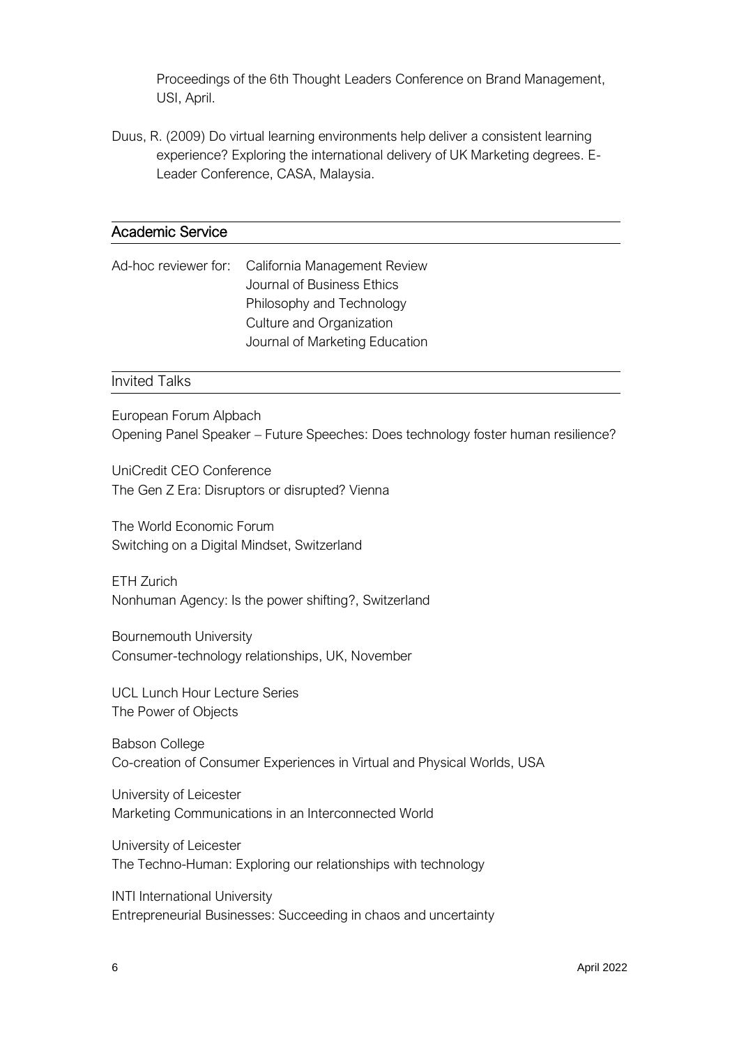Proceedings of the 6th Thought Leaders Conference on Brand Management, USI, April.

Duus, R. (2009) Do virtual learning environments help deliver a consistent learning experience? Exploring the international delivery of UK Marketing degrees. E-Leader Conference, CASA, Malaysia.

## Academic Service

| Ad-hoc reviewer for: | California Management Review |
|---|---|
| | Journal of Business Ethics |
| | Philosophy and Technology |
| | Culture and Organization |
| | Journal of Marketing Education |

## Invited Talks

European Forum Alpbach
Opening Panel Speaker – Future Speeches: Does technology foster human resilience?

UniCredit CEO Conference
The Gen Z Era: Disruptors or disrupted? Vienna

The World Economic Forum
Switching on a Digital Mindset, Switzerland

ETH Zurich
Nonhuman Agency: Is the power shifting?, Switzerland

Bournemouth University
Consumer-technology relationships, UK, November

UCL Lunch Hour Lecture Series
The Power of Objects

Babson College
Co-creation of Consumer Experiences in Virtual and Physical Worlds, USA

University of Leicester
Marketing Communications in an Interconnected World

University of Leicester
The Techno-Human: Exploring our relationships with technology

INTI International University
Entrepreneurial Businesses: Succeeding in chaos and uncertainty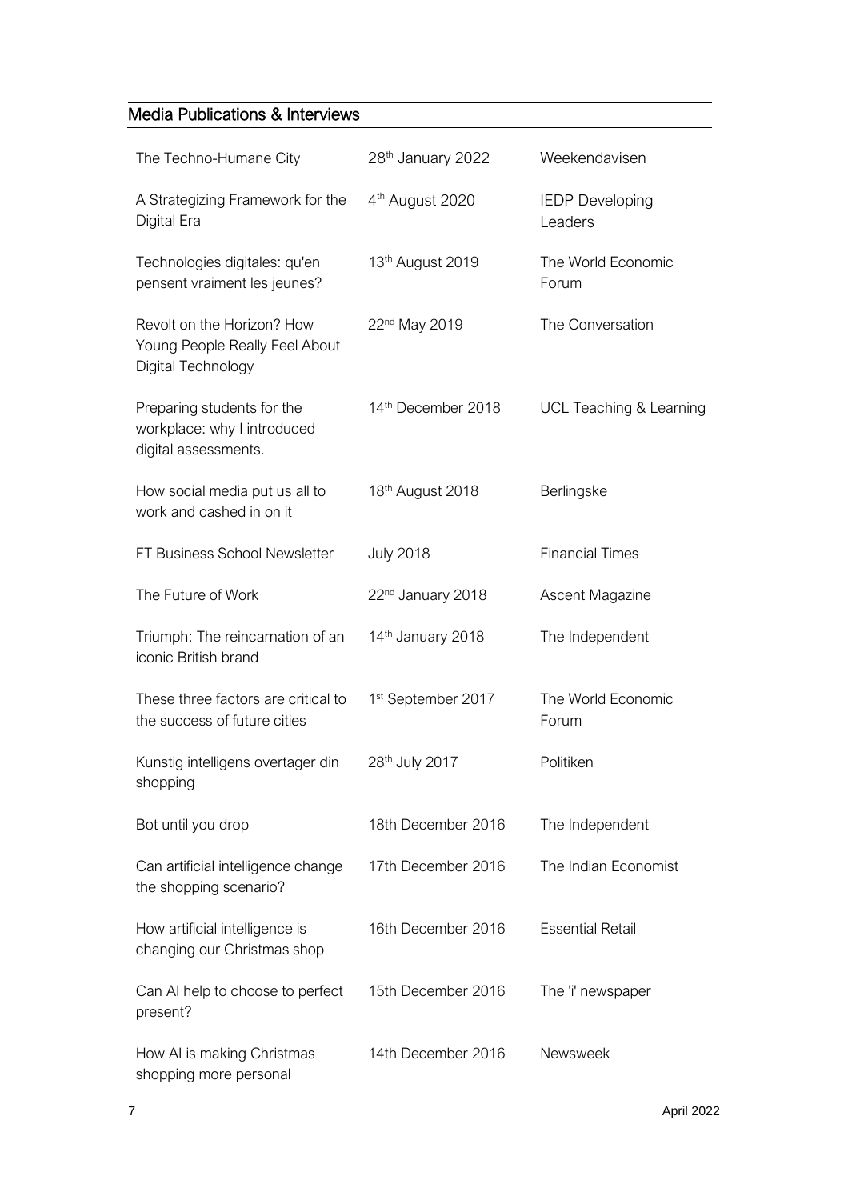## Media Publications & Interviews

| | | |
|---|---|---|
| The Techno-Humane City | 28th January 2022 | Weekendavisen |
| A Strategizing Framework for the Digital Era | 4th August 2020 | IEDP Developing Leaders |
| Technologies digitales: qu'en pensent vraiment les jeunes? | 13th August 2019 | The World Economic Forum |
| Revolt on the Horizon? How Young People Really Feel About Digital Technology | 22nd May 2019 | The Conversation |
| Preparing students for the workplace: why I introduced digital assessments. | 14th December 2018 | UCL Teaching & Learning |
| How social media put us all to work and cashed in on it | 18th August 2018 | Berlingske |
| FT Business School Newsletter | July 2018 | Financial Times |
| The Future of Work | 22nd January 2018 | Ascent Magazine |
| Triumph: The reincarnation of an iconic British brand | 14th January 2018 | The Independent |
| These three factors are critical to the success of future cities | 1st September 2017 | The World Economic Forum |
| Kunstig intelligens overtager din shopping | 28th July 2017 | Politiken |
| Bot until you drop | 18th December 2016 | The Independent |
| Can artificial intelligence change the shopping scenario? | 17th December 2016 | The Indian Economist |
| How artificial intelligence is changing our Christmas shop | 16th December 2016 | Essential Retail |
| Can AI help to choose to perfect present? | 15th December 2016 | The 'i' newspaper |
| How AI is making Christmas shopping more personal | 14th December 2016 | Newsweek |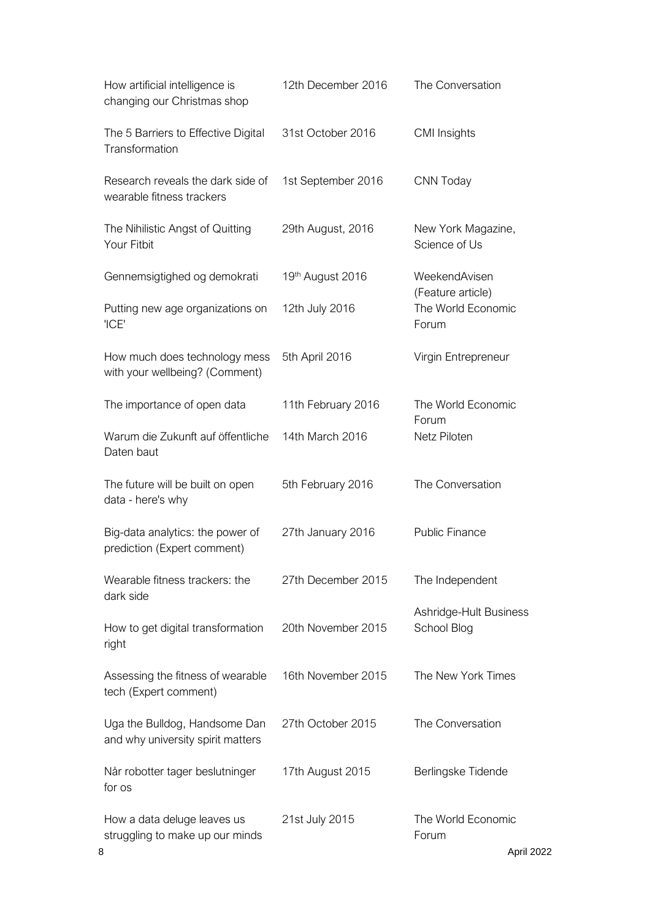| | | |
|---|---|---|
| How artificial intelligence is changing our Christmas shop | 12th December 2016 | The Conversation |
| The 5 Barriers to Effective Digital Transformation | 31st October 2016 | CMI Insights |
| Research reveals the dark side of wearable fitness trackers | 1st September 2016 | CNN Today |
| The Nihilistic Angst of Quitting Your Fitbit | 29th August, 2016 | New York Magazine, Science of Us |
| Gennemsigtighed og demokrati | 19th August 2016 | WeekendAvisen (Feature article) |
| Putting new age organizations on 'ICE' | 12th July 2016 | The World Economic Forum |
| How much does technology mess with your wellbeing? (Comment) | 5th April 2016 | Virgin Entrepreneur |
| The importance of open data | 11th February 2016 | The World Economic Forum |
| Warum die Zukunft auf öffentliche Daten baut | 14th March 2016 | Netz Piloten |
| The future will be built on open data - here's why | 5th February 2016 | The Conversation |
| Big-data analytics: the power of prediction (Expert comment) | 27th January 2016 | Public Finance |
| Wearable fitness trackers: the dark side | 27th December 2015 | The Independent |
| How to get digital transformation right | 20th November 2015 | Ashridge-Hult Business School Blog |
| Assessing the fitness of wearable tech (Expert comment) | 16th November 2015 | The New York Times |
| Uga the Bulldog, Handsome Dan and why university spirit matters | 27th October 2015 | The Conversation |
| Når robotter tager beslutninger for os | 17th August 2015 | Berlingske Tidende |
| How a data deluge leaves us struggling to make up our minds | 21st July 2015 | The World Economic Forum |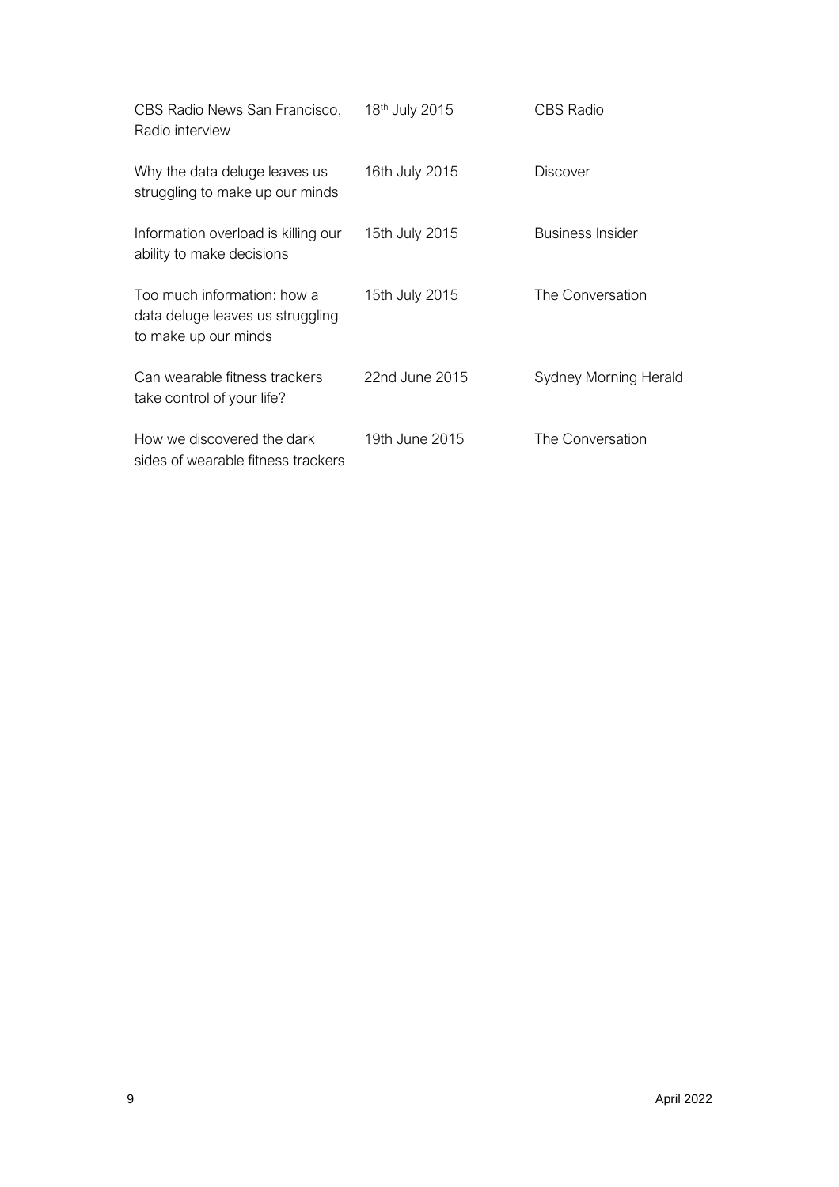| | | |
|---|---|---|
| CBS Radio News San Francisco, Radio interview | 18th July 2015 | CBS Radio |
| Why the data deluge leaves us struggling to make up our minds | 16th July 2015 | Discover |
| Information overload is killing our ability to make decisions | 15th July 2015 | Business Insider |
| Too much information: how a data deluge leaves us struggling to make up our minds | 15th July 2015 | The Conversation |
| Can wearable fitness trackers take control of your life? | 22nd June 2015 | Sydney Morning Herald |
| How we discovered the dark sides of wearable fitness trackers | 19th June 2015 | The Conversation |